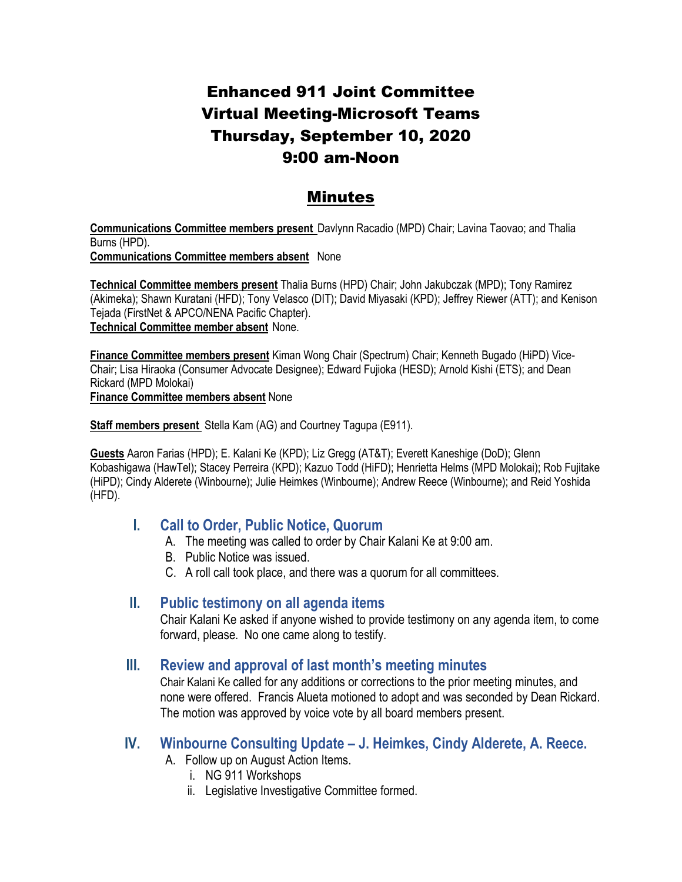# Enhanced 911 Joint Committee
# Virtual Meeting-Microsoft Teams
# Thursday, September 10, 2020
# 9:00 am-Noon

## Minutes

**Communications Committee members present** Davlynn Racadio (MPD) Chair; Lavina Taovao; and Thalia Burns (HPD).
**Communications Committee members absent** None

**Technical Committee members present** Thalia Burns (HPD) Chair; John Jakubczak (MPD); Tony Ramirez (Akimeka); Shawn Kuratani (HFD); Tony Velasco (DIT); David Miyasaki (KPD); Jeffrey Riewer (ATT); and Kenison Tejada (FirstNet & APCO/NENA Pacific Chapter).
**Technical Committee member absent** None.

**Finance Committee members present** Kiman Wong Chair (Spectrum) Chair; Kenneth Bugado (HiPD) Vice-Chair; Lisa Hiraoka (Consumer Advocate Designee); Edward Fujioka (HESD); Arnold Kishi (ETS); and Dean Rickard (MPD Molokai)
**Finance Committee members absent** None

**Staff members present** Stella Kam (AG) and Courtney Tagupa (E911).

**Guests** Aaron Farias (HPD); E. Kalani Ke (KPD); Liz Gregg (AT&T); Everett Kaneshige (DoD); Glenn Kobashigawa (HawTel); Stacey Perreira (KPD); Kazuo Todd (HiFD); Henrietta Helms (MPD Molokai); Rob Fujitake (HiPD); Cindy Alderete (Winbourne); Julie Heimkes (Winbourne); Andrew Reece (Winbourne); and Reid Yoshida (HFD).

## I. Call to Order, Public Notice, Quorum

A. The meeting was called to order by Chair Kalani Ke at 9:00 am.
B. Public Notice was issued.
C. A roll call took place, and there was a quorum for all committees.

## II. Public testimony on all agenda items

Chair Kalani Ke asked if anyone wished to provide testimony on any agenda item, to come forward, please. No one came along to testify.

## III. Review and approval of last month's meeting minutes

Chair Kalani Ke called for any additions or corrections to the prior meeting minutes, and none were offered. Francis Alueta motioned to adopt and was seconded by Dean Rickard. The motion was approved by voice vote by all board members present.

## IV. Winbourne Consulting Update – J. Heimkes, Cindy Alderete, A. Reece.

A. Follow up on August Action Items.
   i. NG 911 Workshops
   ii. Legislative Investigative Committee formed.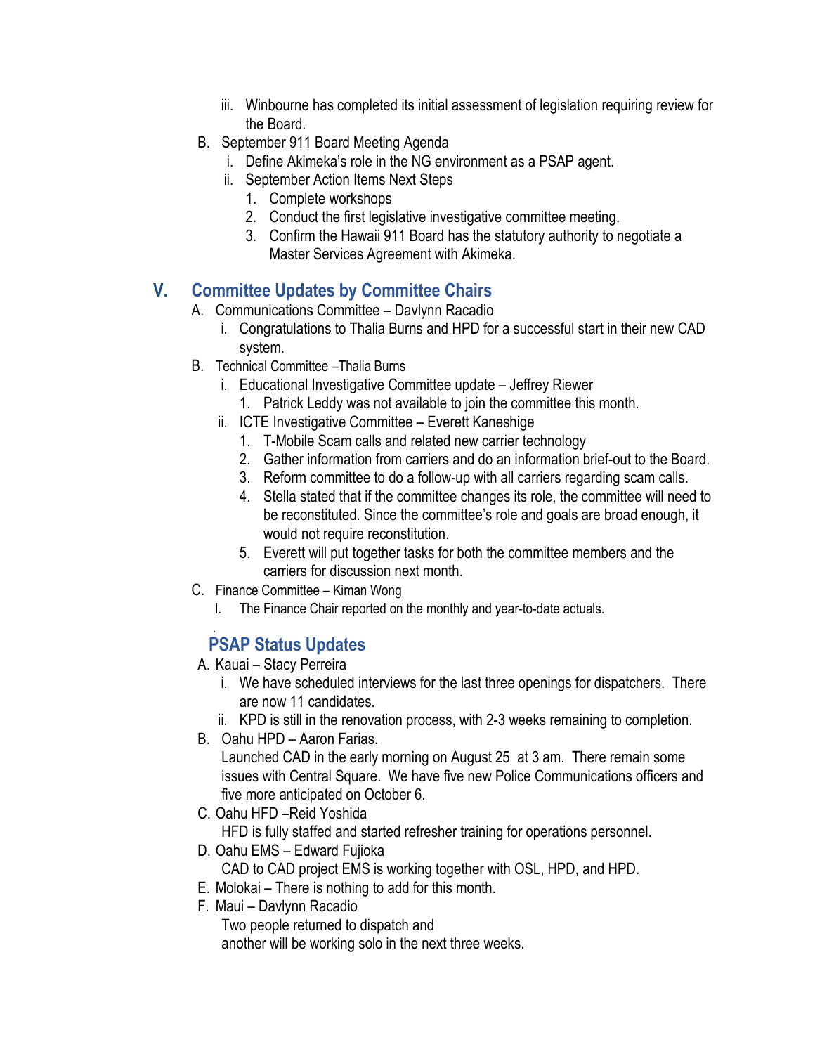iii. Winbourne has completed its initial assessment of legislation requiring review for the Board.

B. September 911 Board Meeting Agenda
   i. Define Akimeka's role in the NG environment as a PSAP agent.
   ii. September Action Items Next Steps
      1. Complete workshops
      2. Conduct the first legislative investigative committee meeting.
      3. Confirm the Hawaii 911 Board has the statutory authority to negotiate a Master Services Agreement with Akimeka.

## V. Committee Updates by Committee Chairs

A. Communications Committee – Davlynn Racadio
   i. Congratulations to Thalia Burns and HPD for a successful start in their new CAD system.

B. Technical Committee –Thalia Burns
   i. Educational Investigative Committee update – Jeffrey Riewer
      1. Patrick Leddy was not available to join the committee this month.
   ii. ICTE Investigative Committee – Everett Kaneshige
      1. T-Mobile Scam calls and related new carrier technology
      2. Gather information from carriers and do an information brief-out to the Board.
      3. Reform committee to do a follow-up with all carriers regarding scam calls.
      4. Stella stated that if the committee changes its role, the committee will need to be reconstituted. Since the committee's role and goals are broad enough, it would not require reconstitution.
      5. Everett will put together tasks for both the committee members and the carriers for discussion next month.

C. Finance Committee – Kiman Wong
   I. The Finance Chair reported on the monthly and year-to-date actuals.

## PSAP Status Updates

A. Kauai – Stacy Perreira
   i. We have scheduled interviews for the last three openings for dispatchers. There are now 11 candidates.
   ii. KPD is still in the renovation process, with 2-3 weeks remaining to completion.

B. Oahu HPD – Aaron Farias.
   Launched CAD in the early morning on August 25 at 3 am. There remain some issues with Central Square. We have five new Police Communications officers and five more anticipated on October 6.

C. Oahu HFD –Reid Yoshida
   HFD is fully staffed and started refresher training for operations personnel.

D. Oahu EMS – Edward Fujioka
   CAD to CAD project EMS is working together with OSL, HPD, and HPD.

E. Molokai – There is nothing to add for this month.

F. Maui – Davlynn Racadio
   Two people returned to dispatch and
   another will be working solo in the next three weeks.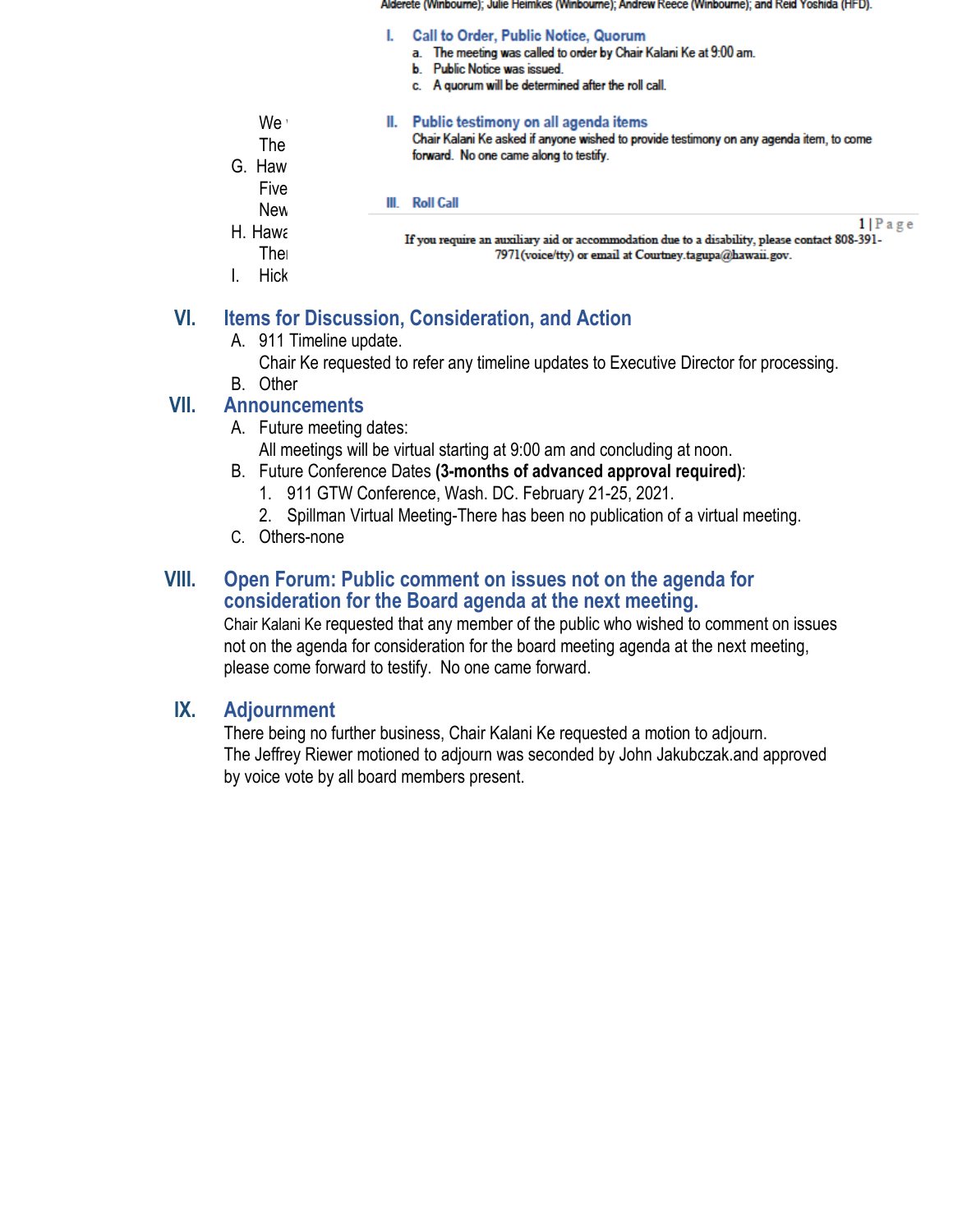Alderete (Winbourne); Julie Heimkes (Winbourne); Andrew Reece (Winbourne); and Reid Yoshida (HFD).

## I. Call to Order, Public Notice, Quorum

a. The meeting was called to order by Chair Kalani Ke at 9:00 am.
b. Public Notice was issued.
c. A quorum will be determined after the roll call.

## II. Public testimony on all agenda items

Chair Kalani Ke asked if anyone wished to provide testimony on any agenda item, to come forward. No one came along to testify.

## III. Roll Call

If you require an auxiliary aid or accommodation due to a disability, please contact 808-391-7971(voice/tty) or email at Courtney.tagupa@hawaii.gov.

We
The
G. Haw
Five
New
H. Hawa
Ther
I. Hick

## VI. Items for Discussion, Consideration, and Action

A. 911 Timeline update.
Chair Ke requested to refer any timeline updates to Executive Director for processing.
B. Other

## VII. Announcements

A. Future meeting dates:
All meetings will be virtual starting at 9:00 am and concluding at noon.
B. Future Conference Dates **(3-months of advanced approval required)**:
1. 911 GTW Conference, Wash. DC. February 21-25, 2021.
2. Spillman Virtual Meeting-There has been no publication of a virtual meeting.
C. Others-none

## VIII. Open Forum: Public comment on issues not on the agenda for consideration for the Board agenda at the next meeting.

Chair Kalani Ke requested that any member of the public who wished to comment on issues not on the agenda for consideration for the board meeting agenda at the next meeting, please come forward to testify. No one came forward.

## IX. Adjournment

There being no further business, Chair Kalani Ke requested a motion to adjourn.
The Jeffrey Riewer motioned to adjourn was seconded by John Jakubczak.and approved by voice vote by all board members present.